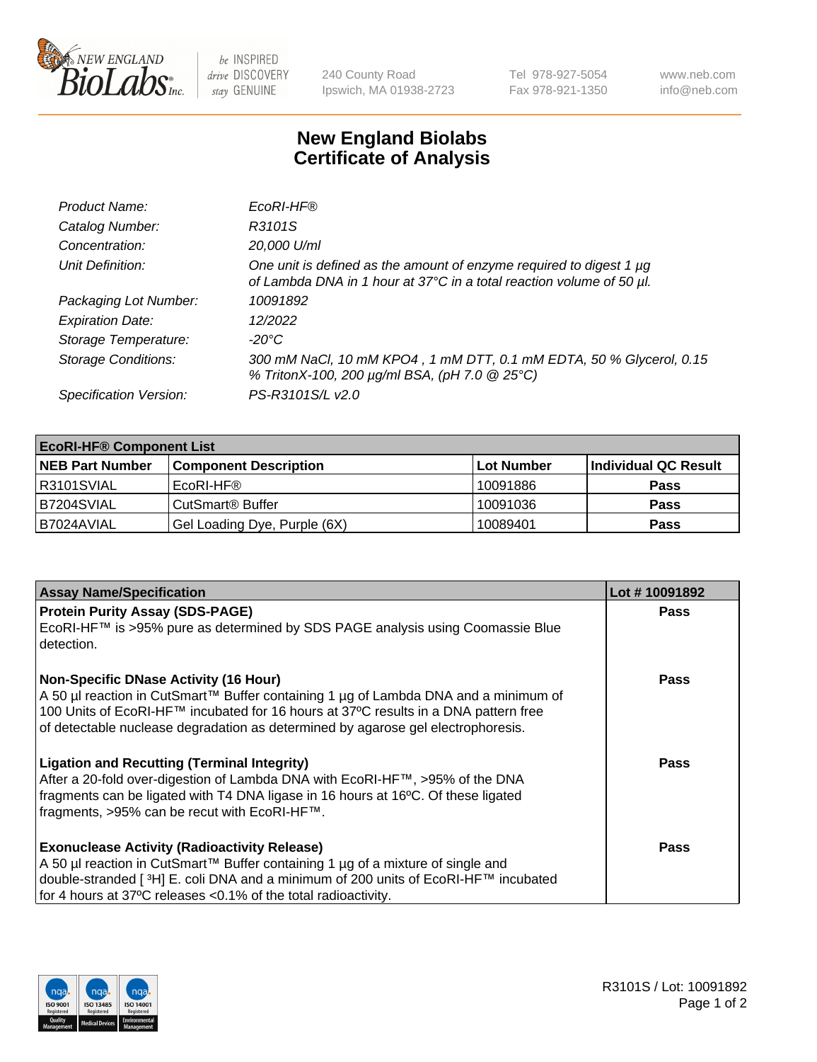NEW ENGLAND BioLabs Inc. — be INSPIRED drive DISCOVERY stay GENUINE

240 County Road
Ipswich, MA 01938-2723

Tel 978-927-5054
Fax 978-921-1350

www.neb.com
info@neb.com

# New England Biolabs
# Certificate of Analysis

| | |
|---|---|
| *Product Name:* | *EcoRI-HF®* |
| *Catalog Number:* | *R3101S* |
| *Concentration:* | *20,000 U/ml* |
| *Unit Definition:* | *One unit is defined as the amount of enzyme required to digest 1 µg of Lambda DNA in 1 hour at 37°C in a total reaction volume of 50 µl.* |
| *Packaging Lot Number:* | *10091892* |
| *Expiration Date:* | *12/2022* |
| *Storage Temperature:* | *-20°C* |
| *Storage Conditions:* | *300 mM NaCl, 10 mM KPO4 , 1 mM DTT, 0.1 mM EDTA, 50 % Glycerol, 0.15 % TritonX-100, 200 µg/ml BSA, (pH 7.0 @ 25°C)* |
| *Specification Version:* | *PS-R3101S/L v2.0* |

| **EcoRI-HF® Component List** | | | |
|---|---|---|---|
| **NEB Part Number** | **Component Description** | **Lot Number** | **Individual QC Result** |
| R3101SVIAL | EcoRI-HF® | 10091886 | **Pass** |
| B7204SVIAL | CutSmart® Buffer | 10091036 | **Pass** |
| B7024AVIAL | Gel Loading Dye, Purple (6X) | 10089401 | **Pass** |

| **Assay Name/Specification** | **Lot # 10091892** |
|---|---|
| **Protein Purity Assay (SDS-PAGE)**<br>EcoRI-HF™ is >95% pure as determined by SDS PAGE analysis using Coomassie Blue detection. | **Pass** |
| **Non-Specific DNase Activity (16 Hour)**<br>A 50 µl reaction in CutSmart™ Buffer containing 1 µg of Lambda DNA and a minimum of 100 Units of EcoRI-HF™ incubated for 16 hours at 37ºC results in a DNA pattern free of detectable nuclease degradation as determined by agarose gel electrophoresis. | **Pass** |
| **Ligation and Recutting (Terminal Integrity)**<br>After a 20-fold over-digestion of Lambda DNA with EcoRI-HF™, >95% of the DNA fragments can be ligated with T4 DNA ligase in 16 hours at 16ºC. Of these ligated fragments, >95% can be recut with EcoRI-HF™. | **Pass** |
| **Exonuclease Activity (Radioactivity Release)**<br>A 50 µl reaction in CutSmart™ Buffer containing 1 µg of a mixture of single and double-stranded [ $^{3}$H] E. coli DNA and a minimum of 200 units of EcoRI-HF™ incubated for 4 hours at 37ºC releases <0.1% of the total radioactivity. | **Pass** |

R3101S / Lot: 10091892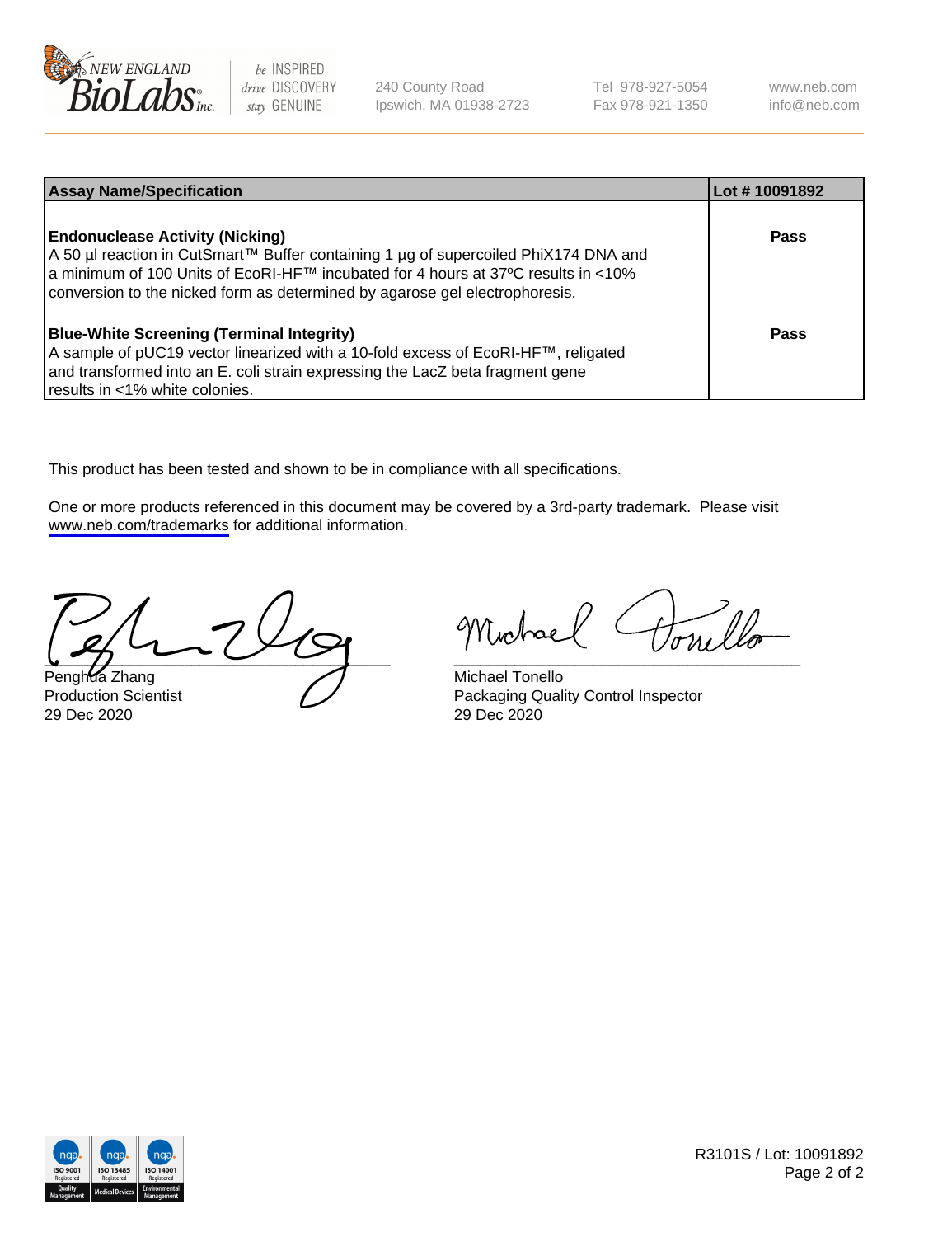| Assay Name/Specification | Lot # 10091892 |
|---|---|
| **Endonuclease Activity (Nicking)**<br>A 50 µl reaction in CutSmart™ Buffer containing 1 µg of supercoiled PhiX174 DNA and a minimum of 100 Units of EcoRI-HF™ incubated for 4 hours at 37ºC results in <10% conversion to the nicked form as determined by agarose gel electrophoresis. | **Pass** |
| **Blue-White Screening (Terminal Integrity)**<br>A sample of pUC19 vector linearized with a 10-fold excess of EcoRI-HF™, religated and transformed into an E. coli strain expressing the LacZ beta fragment gene results in <1% white colonies. | **Pass** |

This product has been tested and shown to be in compliance with all specifications.

One or more products referenced in this document may be covered by a 3rd-party trademark. Please visit www.neb.com/trademarks for additional information.

Penghua Zhang
Production Scientist
29 Dec 2020

Michael Tonello
Packaging Quality Control Inspector
29 Dec 2020

R3101S / Lot: 10091892